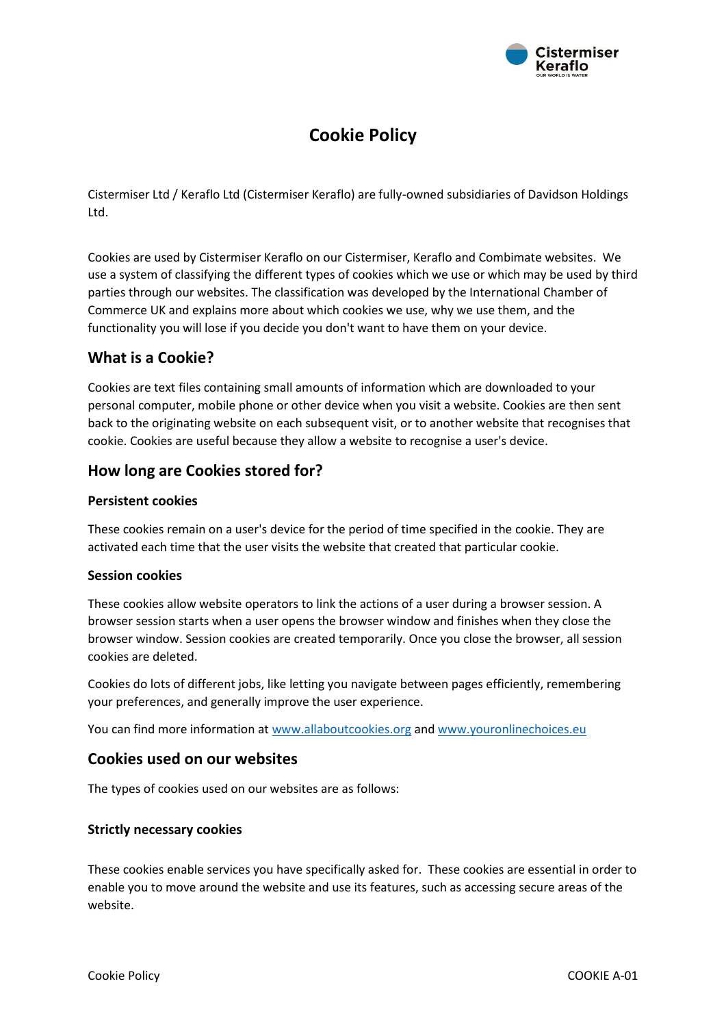# Cookie Policy

Cistermiser Ltd / Keraflo Ltd (Cistermiser Keraflo) are fully-owned subsidiaries of Davidson Holdings Ltd.

Cookies are used by Cistermiser Keraflo on our Cistermiser, Keraflo and Combimate websites. We use a system of classifying the different types of cookies which we use or which may be used by third parties through our websites. The classification was developed by the International Chamber of Commerce UK and explains more about which cookies we use, why we use them, and the functionality you will lose if you decide you don't want to have them on your device.

## What is a Cookie?

Cookies are text files containing small amounts of information which are downloaded to your personal computer, mobile phone or other device when you visit a website. Cookies are then sent back to the originating website on each subsequent visit, or to another website that recognises that cookie. Cookies are useful because they allow a website to recognise a user's device.

## How long are Cookies stored for?

### Persistent cookies

These cookies remain on a user's device for the period of time specified in the cookie. They are activated each time that the user visits the website that created that particular cookie.

### Session cookies

These cookies allow website operators to link the actions of a user during a browser session. A browser session starts when a user opens the browser window and finishes when they close the browser window. Session cookies are created temporarily. Once you close the browser, all session cookies are deleted.

Cookies do lots of different jobs, like letting you navigate between pages efficiently, remembering your preferences, and generally improve the user experience.

You can find more information at [www.allaboutcookies.org](http://www.allaboutcookies.org) and [www.youronlinechoices.eu](http://www.youronlinechoices.eu)

## Cookies used on our websites

The types of cookies used on our websites are as follows:

### Strictly necessary cookies

These cookies enable services you have specifically asked for. These cookies are essential in order to enable you to move around the website and use its features, such as accessing secure areas of the website.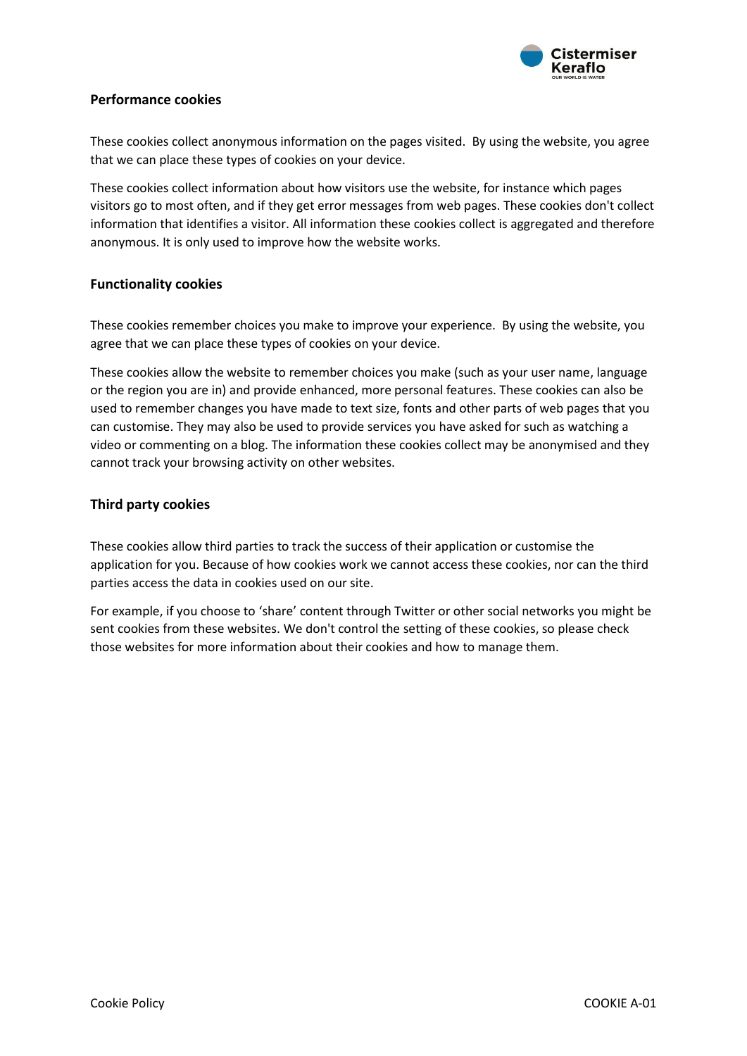### Performance cookies

These cookies collect anonymous information on the pages visited. By using the website, you agree that we can place these types of cookies on your device.

These cookies collect information about how visitors use the website, for instance which pages visitors go to most often, and if they get error messages from web pages. These cookies don't collect information that identifies a visitor. All information these cookies collect is aggregated and therefore anonymous. It is only used to improve how the website works.

### Functionality cookies

These cookies remember choices you make to improve your experience. By using the website, you agree that we can place these types of cookies on your device.

These cookies allow the website to remember choices you make (such as your user name, language or the region you are in) and provide enhanced, more personal features. These cookies can also be used to remember changes you have made to text size, fonts and other parts of web pages that you can customise. They may also be used to provide services you have asked for such as watching a video or commenting on a blog. The information these cookies collect may be anonymised and they cannot track your browsing activity on other websites.

### Third party cookies

These cookies allow third parties to track the success of their application or customise the application for you. Because of how cookies work we cannot access these cookies, nor can the third parties access the data in cookies used on our site.

For example, if you choose to 'share' content through Twitter or other social networks you might be sent cookies from these websites. We don't control the setting of these cookies, so please check those websites for more information about their cookies and how to manage them.